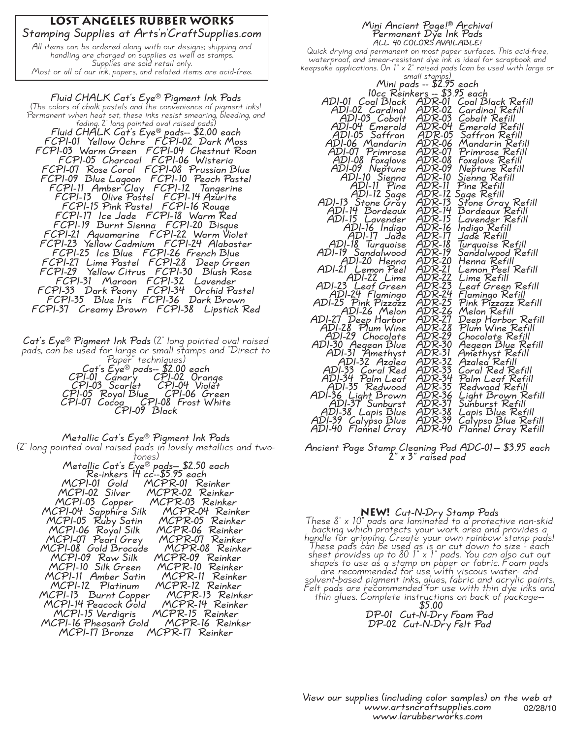# LOST ANGELES RUBBER WORKS

*Stamping Supplies at Arts'n'CraftSupplies.com*

*All items can be ordered along with our designs; shipping and handling are charged on supplies as well as stamps. Supplies are sold retail only. Most or all of our ink, papers, and related items are acid-free.*

## Fluid CHALK Cat's Eye® Pigment Ink Pads

(The colors of chalk pastels and the convenience of pigment inks! Permanent when heat set, these inks resist smearing, bleeding, and fading. 2" long pointed oval raised pads)

**Fluid CHALK Cat's Eye® pads-- $2.00 each**

FCPI-01 Yellow Ochre   FCPI-02 Dark Moss
FCPI-03 Warm Green   FCPI-04 Chestnut Roan
FCPI-05 Charcoal   FCPI-06 Wisteria
FCPI-07 Rose Coral   FCPI-08 Prussian Blue
FCPI-09 Blue Lagoon   FCPI-10 Peach Pastel
FCPI-11 Amber Clay   FCPI-12 Tangerine
FCPI-13 Olive Pastel   FCPI-14 Azurite
FCPI-15 Pink Pastel   FCPI-16 Rouge
FCPI-17 Ice Jade   FCPI-18 Warm Red
FCPI-19 Burnt Sienna   FCPI-20 Bisque
FCPI-21 Aquamarine   FCPI-22 Warm Violet
FCPI-23 Yellow Cadmium   FCPI-24 Alabaster
FCPI-25 Ice Blue   FCPI-26 French Blue
FCPI-27 Lime Pastel   FCPI-28 Deep Green
FCPI-29 Yellow Citrus   FCPI-30 Blush Rose
FCPI-31 Maroon   FCPI-32 Lavender
FCPI-33 Dark Peony   FCPI-34 Orchid Pastel
FCPI-35 Blue Iris   FCPI-36 Dark Brown
FCPI-37 Creamy Brown   FCPI-38 Lipstick Red

## Cat's Eye® Pigment Ink Pads

(2" long pointed oval raised pads, can be used for large or small stamps and "Direct to Paper" techniques)

**Cat's Eye® pads-- $2.00 each**

CPI-01 Canary   CPI-02 Orange
CPI-03 Scarlet   CPI-04 Violet
CPI-05 Royal Blue   CPI-06 Green
CPI-07 Cocoa   CPI-08 Frost White
CPI-09 Black

## Metallic Cat's Eye® Pigment Ink Pads

(2" long pointed oval raised pads in lovely metallics and two-tones)

**Metallic Cat's Eye® pads-- $2.50 each**
**Re-inkers 14 cc--$5.95 each**

MCPI-01 Gold   MCPR-01 Reinker
MCPI-02 Silver   MCPR-02 Reinker
MCPI-03 Copper   MCPR-03 Reinker
MCPI-04 Sapphire Silk   MCPR-04 Reinker
MCPI-05 Ruby Satin   MCPR-05 Reinker
MCPI-06 Royal Silk   MCPR-06 Reinker
MCPI-07 Pearl Grey   MCPR-07 Reinker
MCPI-08 Gold Brocade   MCPR-08 Reinker
MCPI-09 Raw Silk   MCPR-09 Reinker
MCPI-10 Silk Green   MCPR-10 Reinker
MCPI-11 Amber Satin   MCPR-11 Reinker
MCPI-12 Platinum   MCPR-12 Reinker
MCPI-13 Burnt Copper   MCPR-13 Reinker
MCPI-14 Peacock Gold   MCPR-14 Reinker
MCPI-15 Verdigris   MCPR-15 Reinker
MCPI-16 Pheasant Gold   MCPR-16 Reinker
MCPI-17 Bronze   MCPR-17 Reinker

## Mini Ancient Page!® Archival Permanent Dye Ink Pads

ALL 40 COLORS AVAILABLE!

Quick drying and permanent on most paper surfaces. This acid-free, waterproof, and smear-resistant dye ink is ideal for scrapbook and keepsake applications. On 1" x 2" raised pads (can be used with large or small stamps)

**Mini pads -- $2.95 each**
**10cc Reinkers -- $3.95 each**

ADI-01 Coal Black   ADR-01 Coal Black Refill
ADI-02 Cardinal   ADR-02 Cardinal Refill
ADI-03 Cobalt   ADR-03 Cobalt Refill
ADI-04 Emerald   ADR-04 Emerald Refill
ADI-05 Saffron   ADR-05 Saffron Refill
ADI-06 Mandarin   ADR-06 Mandarin Refill
ADI-07 Primrose   ADR-07 Primrose Refill
ADI-08 Foxglove   ADR-08 Foxglove Refill
ADI-09 Neptune   ADR-09 Neptune Refill
ADI-10 Sienna   ADR-10 Sienna Refill
ADI-11 Pine   ADR-11 Pine Refill
ADI-12 Sage   ADR-12 Sage Refill
ADI-13 Stone Gray   ADR-13 Stone Gray Refill
ADI-14 Bordeaux   ADR-14 Bordeaux Refill
ADI-15 Lavender   ADR-15 Lavender Refill
ADI-16 Indigo   ADR-16 Indigo Refill
ADI-17 Jade   ADR-17 Jade Refill
ADI-18 Turquoise   ADR-18 Turquoise Refill
ADI-19 Sandalwood   ADR-19 Sandalwood Refill
ADI-20 Henna   ADR-20 Henna Refill
ADI-21 Lemon Peel   ADR-21 Lemon Peel Refill
ADI-22 Lime   ADR-22 Lime Refill
ADI-23 Leaf Green   ADR-23 Leaf Green Refill
ADI-24 Flamingo   ADR-24 Flamingo Refill
ADI-25 Pink Pizzazz   ADR-25 Pink Pizzazz Refill
ADI-26 Melon   ADR-26 Melon Refill
ADI-27 Deep Harbor   ADR-27 Deep Harbor Refill
ADI-28 Plum Wine   ADR-28 Plum Wine Refill
ADI-29 Chocolate   ADR-29 Chocolate Refill
ADI-30 Aegean Blue   ADR-30 Aegean Blue Refill
ADI-31 Amethyst   ADR-31 Amethyst Refill
ADI-32 Azalea   ADR-32 Azalea Refill
ADI-33 Coral Red   ADR-33 Coral Red Refill
ADI-34 Palm Leaf   ADR-34 Palm Leaf Refill
ADI-35 Redwood   ADR-35 Redwood Refill
ADI-36 Light Brown   ADR-36 Light Brown Refill
ADI-37 Sunburst   ADR-37 Sunburst Refill
ADI-38 Lapis Blue   ADR-38 Lapis Blue Refill
ADI-39 Calypso Blue   ADR-39 Calypso Blue Refill
ADI-40 Flannel Gray   ADR-40 Flannel Gray Refill

**Ancient Page Stamp Cleaning Pad ADC-01-- $3.95 each**
**2" x 3" raised pad**

## NEW! Cut-N-Dry Stamp Pads

These 8" x 10" pads are laminated to a protective non-skid backing which protects your work area and provides a handle for gripping. Create your own rainbow stamp pads! These pads can be used as is or cut down to size - each sheet provides up to 80 1" x 1" pads. You can also cut out shapes to use as a stamp on paper or fabric. Foam pads are recommended for use with viscous water- and solvent-based pigment inks, glues, fabric and acrylic paints. Felt pads are recommended for use with thin dye inks and thin glues. Complete instructions on back of package-- **$5.00**

DP-01 Cut-N-Dry Foam Pad
DP-02 Cut-N-Dry Felt Pad

*View our supplies (including color samples) on the web at*
*www.artsncraftsupplies.com*
*www.larubberworks.com*

02/28/10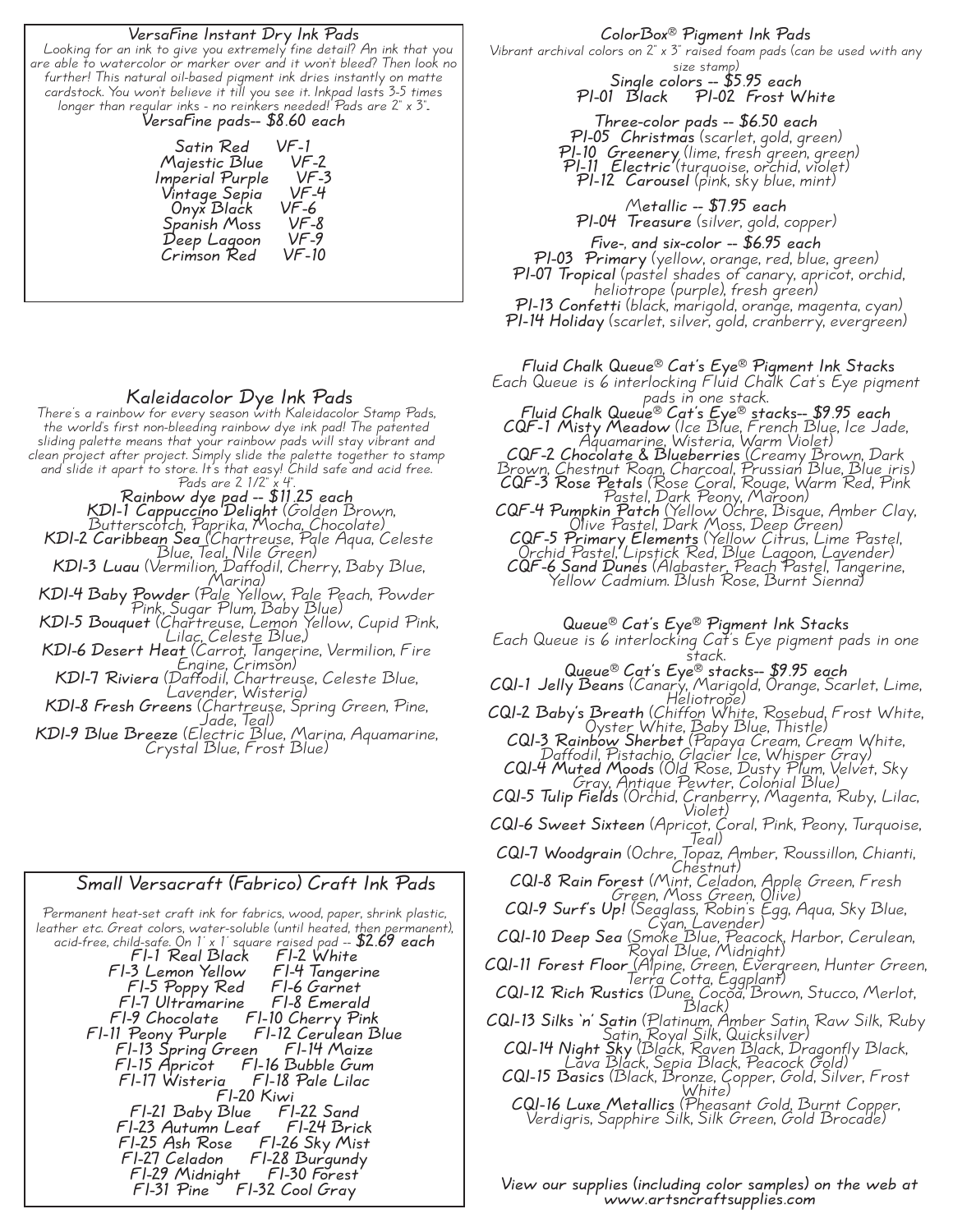## VersaFine Instant Dry Ink Pads

Looking for an ink to give you extremely fine detail? An ink that you are able to watercolor or marker over and it won't bleed? Then look no further! This natural oil-based pigment ink dries instantly on matte cardstock. You won't believe it till you see it. Inkpad lasts 3-5 times longer than regular inks - no reinkers needed! Pads are 2" x 3".

**VersaFine pads-- $8.60 each**

Satin Red VF-1
Majestic Blue VF-2
Imperial Purple VF-3
Vintage Sepia VF-4
Onyx Black VF-6
Spanish Moss VF-8
Deep Lagoon VF-9
Crimson Red VF-10

## Kaleidacolor Dye Ink Pads

There's a rainbow for every season with Kaleidacolor Stamp Pads, the world's first non-bleeding rainbow dye ink pad! The patented sliding palette means that your rainbow pads will stay vibrant and clean project after project. Simply slide the palette together to stamp and slide it apart to store. It's that easy! Child safe and acid free. Pads are 2 1/2" x 4".

**Rainbow dye pad -- $11.25 each**

**KDI-1 Cappuccino Delight** (Golden Brown, Butterscotch, Paprika, Mocha, Chocolate)
**KDI-2 Caribbean Sea** (Chartreuse, Pale Aqua, Celeste Blue, Teal, Nile Green)
**KDI-3 Luau** (Vermilion, Daffodil, Cherry, Baby Blue, Marina)
**KDI-4 Baby Powder** (Pale Yellow, Pale Peach, Powder Pink, Sugar Plum, Baby Blue)
**KDI-5 Bouquet** (Chartreuse, Lemon Yellow, Cupid Pink, Lilac, Celeste Blue,)
**KDI-6 Desert Heat** (Carrot, Tangerine, Vermilion, Fire Engine, Crimson)
**KDI-7 Riviera** (Daffodil, Chartreuse, Celeste Blue, Lavender, Wisteria)
**KDI-8 Fresh Greens** (Chartreuse, Spring Green, Pine, Jade, Teal)
**KDI-9 Blue Breeze** (Electric Blue, Marina, Aquamarine, Crystal Blue, Frost Blue)

## Small Versacraft (Fabrico) Craft Ink Pads

Permanent heat-set craft ink for fabrics, wood, paper, shrink plastic, leather etc. Great colors, water-soluble (until heated, then permanent), acid-free, child-safe. On 1" x 1" square raised pad -- **$2.69 each**

FI-1 Real Black FI-2 White
FI-3 Lemon Yellow FI-4 Tangerine
FI-5 Poppy Red FI-6 Garnet
FI-7 Ultramarine FI-8 Emerald
FI-9 Chocolate FI-10 Cherry Pink
FI-11 Peony Purple FI-12 Cerulean Blue
FI-13 Spring Green FI-14 Maize
FI-15 Apricot FI-16 Bubble Gum
FI-17 Wisteria FI-18 Pale Lilac
FI-20 Kiwi
FI-21 Baby Blue FI-22 Sand
FI-23 Autumn Leaf FI-24 Brick
FI-25 Ash Rose FI-26 Sky Mist
FI-27 Celadon FI-28 Burgundy
FI-29 Midnight FI-30 Forest
FI-31 Pine FI-32 Cool Gray

## ColorBox® Pigment Ink Pads

Vibrant archival colors on 2" x 3" raised foam pads (can be used with any size stamp)

**Single colors -- $5.95 each**
**PI-01 Black PI-02 Frost White**

**Three-color pads -- $6.50 each**
**PI-05 Christmas** (scarlet, gold, green)
**PI-10 Greenery** (lime, fresh green, green)
**PI-11 Electric** (turquoise, orchid, violet)
**PI-12 Carousel** (pink, sky blue, mint)

**Metallic -- $7.95 each**
**PI-04 Treasure** (silver, gold, copper)

**Five-, and six-color -- $6.95 each**
**PI-03 Primary** (yellow, orange, red, blue, green)
**PI-07 Tropical** (pastel shades of canary, apricot, orchid, heliotrope (purple), fresh green)
**PI-13 Confetti** (black, marigold, orange, magenta, cyan)
**PI-14 Holiday** (scarlet, silver, gold, cranberry, evergreen)

## Fluid Chalk Queue® Cat's Eye® Pigment Ink Stacks

Each Queue is 6 interlocking Fluid Chalk Cat's Eye pigment pads in one stack.

**Fluid Chalk Queue® Cat's Eye® stacks-- $9.95 each**

**CQF-1 Misty Meadow** (Ice Blue, French Blue, Ice Jade, Aquamarine, Wisteria, Warm Violet)
**CQF-2 Chocolate & Blueberries** (Creamy Brown, Dark Brown, Chestnut Roan, Charcoal, Prussian Blue, Blue iris)
**CQF-3 Rose Petals** (Rose Coral, Rouge, Warm Red, Pink Pastel, Dark Peony, Maroon)
**CQF-4 Pumpkin Patch** (Yellow Ochre, Bisque, Amber Clay, Olive Pastel, Dark Moss, Deep Green)
**CQF-5 Primary Elements** (Yellow Citrus, Lime Pastel, Orchid Pastel, Lipstick Red, Blue Lagoon, Lavender)
**CQF-6 Sand Dunes** (Alabaster, Peach Pastel, Tangerine, Yellow Cadmium. Blush Rose, Burnt Sienna)

## Queue® Cat's Eye® Pigment Ink Stacks

Each Queue is 6 interlocking Cat's Eye pigment pads in one stack.

**Queue® Cat's Eye® stacks-- $9.95 each**

**CQI-1 Jelly Beans** (Canary, Marigold, Orange, Scarlet, Lime, Heliotrope)
**CQI-2 Baby's Breath** (Chiffon White, Rosebud, Frost White, Oyster White, Baby Blue, Thistle)
**CQI-3 Rainbow Sherbet** (Papaya Cream, Cream White, Daffodil, Pistachio, Glacier Ice, Whisper Gray)
**CQI-4 Muted Moods** (Old Rose, Dusty Plum, Velvet, Sky Gray, Antique Pewter, Colonial Blue)
**CQI-5 Tulip Fields** (Orchid, Cranberry, Magenta, Ruby, Lilac, Violet)
**CQI-6 Sweet Sixteen** (Apricot, Coral, Pink, Peony, Turquoise, Teal)
**CQI-7 Woodgrain** (Ochre, Topaz, Amber, Roussillon, Chianti, Chestnut)
**CQI-8 Rain Forest** (Mint, Celadon, Apple Green, Fresh Green, Moss Green, Olive)
**CQI-9 Surf's Up!** (Seaglass, Robin's Egg, Aqua, Sky Blue, Cyan, Lavender)
**CQI-10 Deep Sea** (Smoke Blue, Peacock, Harbor, Cerulean, Royal Blue, Midnight)
**CQI-11 Forest Floor** (Alpine, Green, Evergreen, Hunter Green, Terra Cotta, Eggplant)
**CQI-12 Rich Rustics** (Dune, Cocoa, Brown, Stucco, Merlot, Black)
**CQI-13 Silks 'n' Satin** (Platinum, Amber Satin, Raw Silk, Ruby Satin, Royal Silk, Quicksilver)
**CQI-14 Night Sky** (Black, Raven Black, Dragonfly Black, Lava Black, Sepia Black, Peacock Gold)
**CQI-15 Basics** (Black, Bronze, Copper, Gold, Silver, Frost White)
**CQI-16 Luxe Metallics** (Pheasant Gold, Burnt Copper, Verdigris, Sapphire Silk, Silk Green, Gold Brocade)

**View our supplies (including color samples) on the web at www.artsncraftsupplies.com**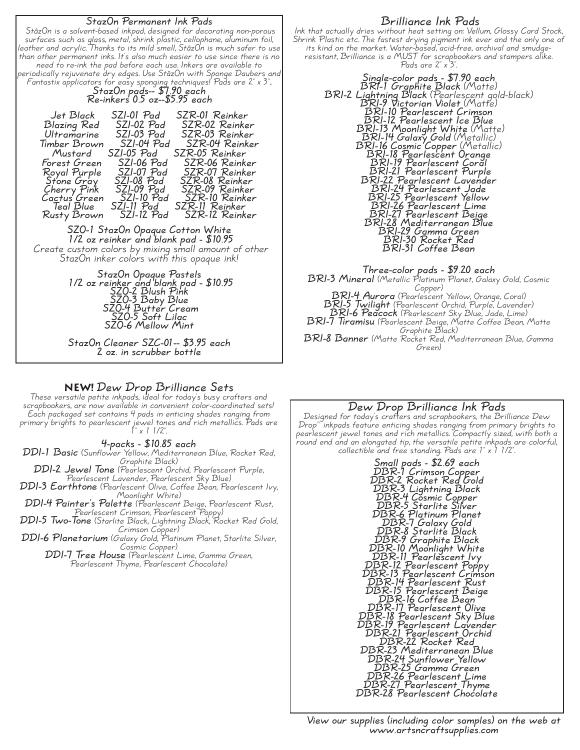## StazOn Permanent Ink Pads

StâzOn is a solvent-based inkpad, designed for decorating non-porous surfaces such as glass, metal, shrink plastic, cellophane, aluminum foil, leather and acrylic. Thanks to its mild smell, StâzOn is much safer to use than other permanent inks. It's also much easier to use since there is no need to re-ink the pad before each use. Inkers are available to periodically rejuvenate dry edges. Use StâzOn with Sponge Daubers and Fantastix applicators for easy sponging techniques! Pads are 2" x 3".

**StazOn pads-- $7.90 each**
**Re-inkers 0.5 oz--$5.95 each**

| | | |
|---|---|---|
| Jet Black | SZI-01 Pad | SZR-01 Reinker |
| Blazing Red | SZI-02 Pad | SZR-02 Reinker |
| Ultramarine | SZI-03 Pad | SZR-03 Reinker |
| Timber Brown | SZI-04 Pad | SZR-04 Reinker |
| Mustard | SZI-05 Pad | SZR-05 Reinker |
| Forest Green | SZI-06 Pad | SZR-06 Reinker |
| Royal Purple | SZI-07 Pad | SZR-07 Reinker |
| Stone Gray | SZI-08 Pad | SZR-08 Reinker |
| Cherry Pink | SZI-09 Pad | SZR-09 Reinker |
| Cactus Green | SZI-10 Pad | SZR-10 Reinker |
| Teal Blue | SZI-11 Pad | SZR-11 Reinker |
| Rusty Brown | SZI-12 Pad | SZR-12 Reinker |

**SZO-1 StazOn Opaque Cotton White**
**1/2 oz reinker and blank pad - $10.95**

Create custom colors by mixing small amount of other StazOn inker colors with this opaque ink!

**StazOn Opaque Pastels**
**1/2 oz reinker and blank pad - $10.95**

- SZO-2 Blush Pink
- SZO-3 Baby Blue
- SZO-4 Butter Cream
- SZO-5 Soft Lilac
- SZO-6 Mellow Mint

**StazOn Cleaner SZC-01-- $3.95 each**
**2 oz. in scrubber bottle**

## Brilliance Ink Pads

Ink that actually dries without heat setting on: Vellum, Glossy Card Stock, Shrink Plastic etc. The fastest drying pigment ink ever and the only one of its kind on the market. Water-based, acid-free, archival and smudge-resistant, Brilliance is a MUST for scrapbookers and stampers alike. Pads are 2" x 3".

**Single-color pads - $7.90 each**

- BRI-1 Graphite Black (Matte)
- BRI-2 Lightning Black (Pearlescent gold-black)
- BRI-9 Victorian Violet (Matte)
- BRI-10 Pearlescent Crimson
- BRI-12 Pearlescent Ice Blue
- BRI-13 Moonlight White (Matte)
- BRI-14 Galaxy Gold (Metallic)
- BRI-16 Cosmic Copper (Metallic)
- BRI-18 Pearlescent Orange
- BRI-19 Pearlescent Coral
- BRI-21 Pearlescent Purple
- BRI-22 Pearlescent Lavender
- BRI-24 Pearlescent Jade
- BRI-25 Pearlescent Yellow
- BRI-26 Pearlescent Lime
- BRI-27 Pearlescent Beige
- BRI-28 Mediterranean Blue
- BRI-29 Gamma Green
- BRI-30 Rocket Red
- BRI-31 Coffee Bean

**Three-color pads - $9.20 each**

- **BRI-3 Mineral** (Metallic Platinum Planet, Galaxy Gold, Cosmic Copper)
- **BRI-4 Aurora** (Pearlescent Yellow, Orange, Coral)
- **BRI-5 Twilight** (Pearlescent Orchid, Purple, Lavender)
- **BRI-6 Peacock** (Pearlescent Sky Blue, Jade, Lime)
- **BRI-7 Tiramisu** (Pearlescent Beige, Matte Coffee Bean, Matte Graphite Black)
- **BRI-8 Banner** (Matte Rocket Red, Mediterranean Blue, Gamma Green)

## NEW! Dew Drop Brilliance Sets

These versatile petite inkpads, ideal for today's busy crafters and scrapbookers, are now available in convenient color-coordinated sets! Each packaged set contains 4 pads in enticing shades ranging from primary brights to pearlescent jewel tones and rich metallics. Pads are 1" x 1 1/2".

**4-packs - $10.85 each**

- **DDI-1 Basic** (Sunflower Yellow, Mediterranean Blue, Rocket Red, Graphite Black)
- **DDI-2 Jewel Tone** (Pearlescent Orchid, Pearlescent Purple, Pearlescent Lavender, Pearlescent Sky Blue)
- **DDI-3 Earthtone** (Pearlescent Olive, Coffee Bean, Pearlescent Ivy, Moonlight White)
- **DDI-4 Painter's Palette** (Pearlescent Beige, Pearlescent Rust, Pearlescent Crimson, Pearlescent Poppy)
- **DDI-5 Two-Tone** (Starlite Black, Lightning Black, Rocket Red Gold, Crimson Copper)
- **DDI-6 Planetarium** (Galaxy Gold, Platinum Planet, Starlite Silver, Cosmic Copper)
- **DDI-7 Tree House** (Pearlescent Lime, Gamma Green, Pearlescent Thyme, Pearlescent Chocolate)

## Dew Drop Brilliance Ink Pads

Designed for today's crafters and scrapbookers, the Brilliance Dew Drop™ inkpads feature enticing shades ranging from primary brights to pearlescent jewel tones and rich metallics. Compactly sized, with both a round end and an elongated tip, the versatile petite inkpads are colorful, collectible and free standing. Pads are 1" x 1 1/2".

**Small pads - $2.69 each**

- DBR-1 Crimson Copper
- DBR-2 Rocket Red Gold
- DBR-3 Lightning Black
- DBR-4 Cosmic Copper
- DBR-5 Starlite Silver
- DBR-6 Platinum Planet
- DBR-7 Galaxy Gold
- DBR-8 Starlite Black
- DBR-9 Graphite Black
- DBR-10 Moonlight White
- DBR-11 Pearlescent Ivy
- DBR-12 Pearlescent Poppy
- DBR-13 Pearlescent Crimson
- DBR-14 Pearlescent Rust
- DBR-15 Pearlescent Beige
- DBR-16 Coffee Bean
- DBR-17 Pearlescent Olive
- DBR-18 Pearlescent Sky Blue
- DBR-19 Pearlescent Lavender
- DBR-21 Pearlescent Orchid
- DBR-22 Rocket Red
- DBR-23 Mediterranean Blue
- DBR-24 Sunflower Yellow
- DBR-25 Gamma Green
- DBR-26 Pearlescent Lime
- DBR-27 Pearlescent Thyme
- DBR-28 Pearlescent Chocolate

View our supplies (including color samples) on the web at www.artsncraftsupplies.com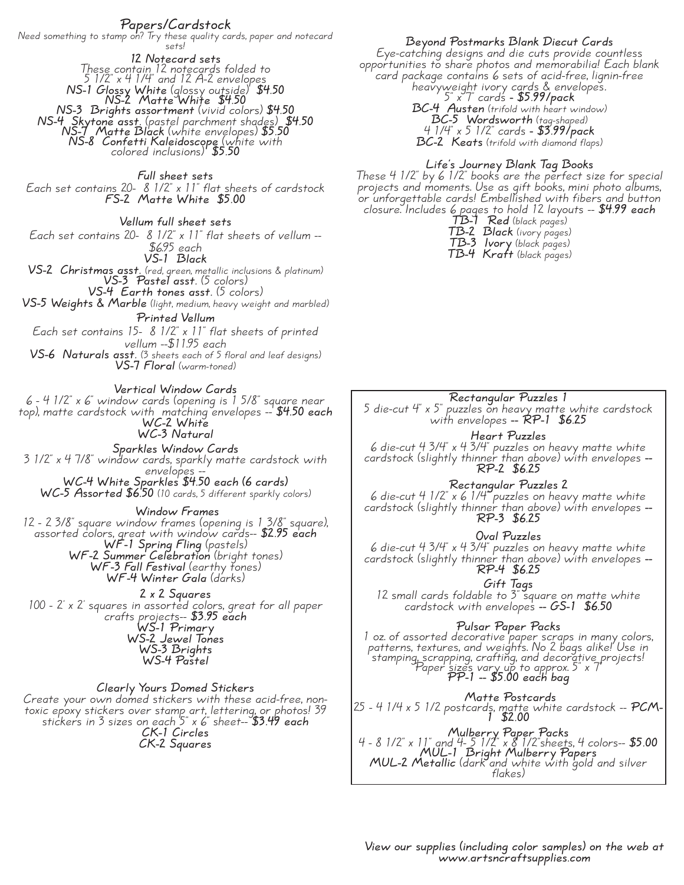# Papers/Cardstock

*Need something to stamp on? Try these quality cards, paper and notecard sets!*

## 12 Notecard sets

These contain 12 notecards folded to 5 1/2" x 4 1/4" and 12 A-2 envelopes

**NS-1 Glossy White** (glossy outside) **$4.50**
**NS-2 Matte White $4.50**
**NS-3 Brights assortment** (vivid colors) **$4.50**
**NS-4 Skytone asst.** (pastel parchment shades) **$4.50**
**NS-7 Matte Black** (white envelopes) **$5.50**
**NS-8 Confetti Kaleidoscope** (white with colored inclusions) **$5.50**

## Full sheet sets

Each set contains 20- 8 1/2" x 11" flat sheets of cardstock

**FS-2 Matte White $5.00**

## Vellum full sheet sets

Each set contains 20- 8 1/2" x 11" flat sheets of vellum -- $6.95 each

**VS-1 Black**
**VS-2 Christmas asst.** (red, green, metallic inclusions & platinum)
**VS-3 Pastel asst.** (5 colors)
**VS-4 Earth tones asst.** (5 colors)
**VS-5 Weights & Marble** (light, medium, heavy weight and marbled)

## Printed Vellum

Each set contains 15- 8 1/2" x 11" flat sheets of printed vellum --$11.95 each

**VS-6 Naturals asst.** (3 sheets each of 5 floral and leaf designs)
**VS-7 Floral** (warm-toned)

## Vertical Window Cards

6 - 4 1/2" x 6" window cards (opening is 1 5/8" square near top), matte cardstock with matching envelopes -- **$4.50 each**

**WC-2 White**
**WC-3 Natural**

## Sparkles Window Cards

3 1/2" x 4 7/8" window cards, sparkly matte cardstock with envelopes --

**WC-4 White Sparkles $4.50 each (6 cards)**
**WC-5 Assorted $6.50** (10 cards, 5 different sparkly colors)

## Window Frames

12 - 2 3/8" square window frames (opening is 1 3/8" square), assorted colors, great with window cards-- **$2.95 each**

**WF-1 Spring Fling** (pastels)
**WF-2 Summer Celebration** (bright tones)
**WF-3 Fall Festival** (earthy tones)
**WF-4 Winter Gala** (darks)

## 2 x 2 Squares

100 - 2' x 2' squares in assorted colors, great for all paper crafts projects-- **$3.95 each**

**WS-1 Primary**
**WS-2 Jewel Tones**
**WS-3 Brights**
**WS-4 Pastel**

## Clearly Yours Domed Stickers

Create your own domed stickers with these acid-free, non-toxic epoxy stickers over stamp art, lettering, or photos! 39 stickers in 3 sizes on each 5" x 6" sheet-- **$3.49 each**

**CK-1 Circles**
**CK-2 Squares**

## Beyond Postmarks Blank Diecut Cards

Eye-catching designs and die cuts provide countless opportunities to share photos and memorabilia! Each blank card package contains 6 sets of acid-free, lignin-free heavyweight ivory cards & envelopes.

5" x 7" cards - **$5.99/pack**

**BC-4 Austen** (trifold with heart window)
**BC-5 Wordsworth** (tag-shaped)

4 1/4" x 5 1/2" cards - **$3.99/pack**

**BC-2 Keats** (trifold with diamond flaps)

## Life's Journey Blank Tag Books

These 4 1/2" by 6 1/2" books are the perfect size for special projects and moments. Use as gift books, mini photo albums, or unforgettable cards! Embellished with fibers and button closure. Includes 6 pages to hold 12 layouts -- **$4.99 each**

**TB-1 Red** (black pages)
**TB-2 Black** (ivory pages)
**TB-3 Ivory** (black pages)
**TB-4 Kraft** (black pages)

## Rectangular Puzzles 1

5 die-cut 4" x 5" puzzles on heavy matte white cardstock with envelopes -- **RP-1 $6.25**

## Heart Puzzles

6 die-cut 4 3/4" x 4 3/4" puzzles on heavy matte white cardstock (slightly thinner than above) with envelopes -- **RP-2 $6.25**

## Rectangular Puzzles 2

6 die-cut 4 1/2" x 6 1/4" puzzles on heavy matte white cardstock (slightly thinner than above) with envelopes -- **RP-3 $6.25**

## Oval Puzzles

6 die-cut 4 3/4" x 4 3/4" puzzles on heavy matte white cardstock (slightly thinner than above) with envelopes -- **RP-4 $6.25**

## Gift Tags

12 small cards foldable to 3" square on matte white cardstock with envelopes -- **GS-1 $6.50**

## Pulsar Paper Packs

1 oz. of assorted decorative paper scraps in many colors, patterns, textures, and weights. No 2 bags alike! Use in stamping, scrapping, crafting, and decorative projects! Paper sizes vary up to approx. 5" x 7"

**PP-1 -- $5.00 each bag**

## Matte Postcards

25 - 4 1/4 x 5 1/2 postcards, matte white cardstock -- **PCM-1 $2.00**

## Mulberry Paper Packs

4 - 8 1/2" x 11" and 4- 5 1/2" x 8 1/2"sheets, 4 colors-- **$5.00**

**MUL-1 Bright Mulberry Papers**
**MUL-2 Metallic** (dark and white with gold and silver flakes)

*View our supplies (including color samples) on the web at www.artsncraftsupplies.com*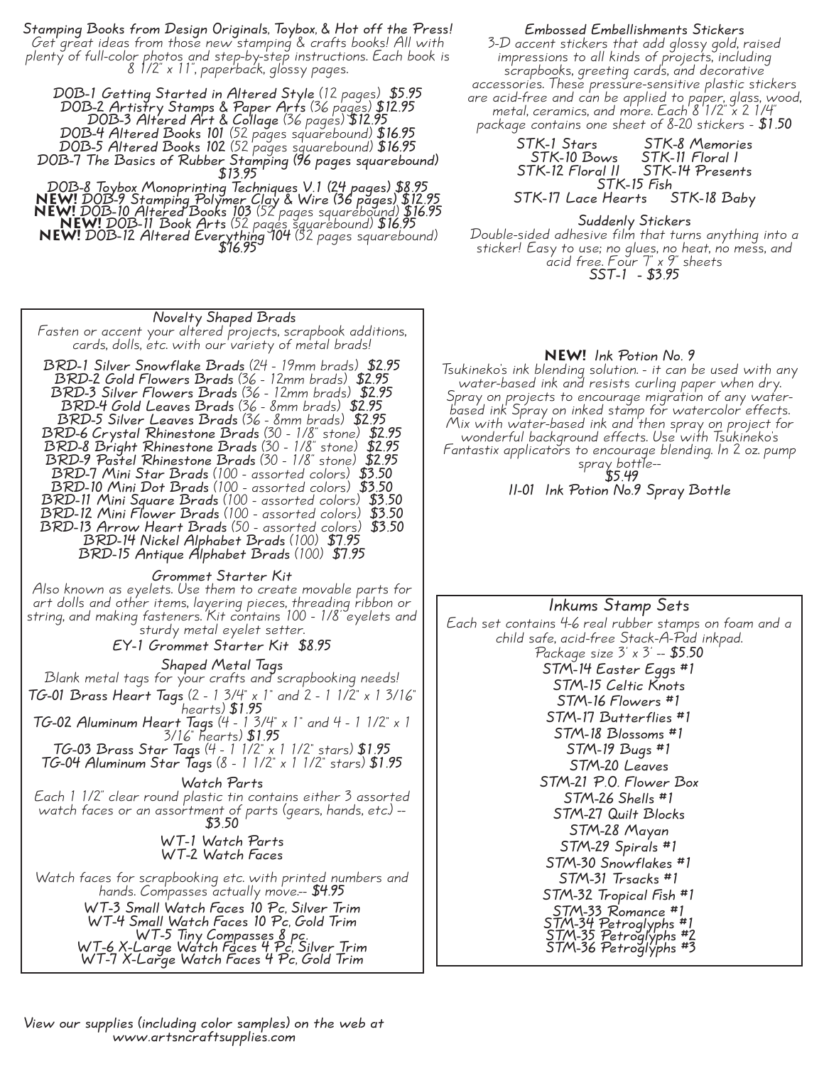## Stamping Books from Design Originals, Toybox, & Hot off the Press!

Get great ideas from those new stamping & crafts books! All with plenty of full-color photos and step-by-step instructions. Each book is 8 1/2" x 11", paperback, glossy pages.

**DOB-1 Getting Started in Altered Style** (12 pages) **$5.95**
**DOB-2 Artistry Stamps & Paper Arts** (36 pages) **$12.95**
**DOB-3 Altered Art & Collage** (36 pages) **$12.95**
**DOB-4 Altered Books 101** (52 pages squarebound) **$16.95**
**DOB-5 Altered Books 102** (52 pages squarebound) **$16.95**
**DOB-7 The Basics of Rubber Stamping (96 pages squarebound) $13.95**
**DOB-8 Toybox Monoprinting Techniques V.1 (24 pages) $8.95**
**NEW! DOB-9 Stamping Polymer Clay & Wire (36 pages) $12.95**
**NEW!** **DOB-10 Altered Books 103** (52 pages squarebound) **$16.95**
**NEW! DOB-11 Book Arts** (52 pages squarebound) **$16.95**
**NEW! DOB-12 Altered Everything 104** (52 pages squarebound) **$16.95**

## Embossed Embellishments Stickers

3-D accent stickers that add glossy gold, raised impressions to all kinds of projects, including scrapbooks, greeting cards, and decorative accessories. These pressure-sensitive plastic stickers are acid-free and can be applied to paper, glass, wood, metal, ceramics, and more. Each 8 1/2" x 2 1/4" package contains one sheet of 8-20 stickers - **$1.50**

**STK-1 Stars**
**STK-8 Memories**
**STK-10 Bows**
**STK-11 Floral I**
**STK-12 Floral II**
**STK-14 Presents**
**STK-15 Fish**
**STK-17 Lace Hearts**
**STK-18 Baby**

## Suddenly Stickers

Double-sided adhesive film that turns anything into a sticker! Easy to use; no glues, no heat, no mess, and acid free. Four 7" x 9" sheets
**SST-1 - $3.95**

## Novelty Shaped Brads

Fasten or accent your altered projects, scrapbook additions, cards, dolls, etc. with our variety of metal brads!

**BRD-1 Silver Snowflake Brads** (24 - 19mm brads) **$2.95**
**BRD-2 Gold Flowers Brads** (36 - 12mm brads) **$2.95**
**BRD-3 Silver Flowers Brads** (36 - 12mm brads) **$2.95**
**BRD-4 Gold Leaves Brads** (36 - 8mm brads) **$2.95**
**BRD-5 Silver Leaves Brads** (36 - 8mm brads) **$2.95**
**BRD-6 Crystal Rhinestone Brads** (30 - 1/8" stone) **$2.95**
**BRD-8 Bright Rhinestone Brads** (30 - 1/8" stone) **$2.95**
**BRD-9 Pastel Rhinestone Brads** (30 - 1/8" stone) **$2.95**
**BRD-7 Mini Star Brads** (100 - assorted colors) **$3.50**
**BRD-10 Mini Dot Brads** (100 - assorted colors) **$3.50**
**BRD-11 Mini Square Brads** (100 - assorted colors) **$3.50**
**BRD-12 Mini Flower Brads** (100 - assorted colors) **$3.50**
**BRD-13 Arrow Heart Brads** (50 - assorted colors) **$3.50**
**BRD-14 Nickel Alphabet Brads** (100) **$7.95**
**BRD-15 Antique Alphabet Brads** (100) **$7.95**

### Grommet Starter Kit

Also known as eyelets. Use them to create movable parts for art dolls and other items, layering pieces, threading ribbon or string, and making fasteners. Kit contains 100 - 1/8" eyelets and sturdy metal eyelet setter.

**EY-1 Grommet Starter Kit $8.95**

### Shaped Metal Tags

Blank metal tags for your crafts and scrapbooking needs!

**TG-01 Brass Heart Tags** (2 - 1 3/4" x 1" and 2 - 1 1/2" x 1 3/16" hearts) **$1.95**
**TG-02 Aluminum Heart Tags** (4 - 1 3/4" x 1" and 4 - 1 1/2" x 1 3/16" hearts) **$1.95**
**TG-03 Brass Star Tags** (4 - 1 1/2" x 1 1/2" stars) **$1.95**
**TG-04 Aluminum Star Tags** (8 - 1 1/2" x 1 1/2" stars) **$1.95**

### Watch Parts

Each 1 1/2" clear round plastic tin contains either 3 assorted watch faces or an assortment of parts (gears, hands, etc.) -- **$3.50**

**WT-1 Watch Parts**
**WT-2 Watch Faces**

Watch faces for scrapbooking etc. with printed numbers and hands. Compasses actually move.-- **$4.95**

**WT-3 Small Watch Faces 10 Pc, Silver Trim**
**WT-4 Small Watch Faces 10 Pc, Gold Trim**
**WT-5 Tiny Compasses 8 pc.**
**WT-6 X-Large Watch Faces 4 Pc, Silver Trim**
**WT-7 X-Large Watch Faces 4 Pc, Gold Trim**

## NEW! Ink Potion No. 9

Tsukineko's ink blending solution. - it can be used with any water-based ink and resists curling paper when dry. Spray on projects to encourage migration of any water-based ink Spray on inked stamp for watercolor effects. Mix with water-based ink and then spray on project for wonderful background effects. Use with Tsukineko's Fantastix applicators to encourage blending. In 2 oz. pump spray bottle-- **$5.49**

**11-01 Ink Potion No.9 Spray Bottle**

## Inkums Stamp Sets

Each set contains 4-6 real rubber stamps on foam and a child safe, acid-free Stack-A-Pad inkpad. Package size 3' x 3' -- **$5.50**

**STM-14 Easter Eggs #1**
**STM-15 Celtic Knots**
**STM-16 Flowers #1**
**STM-17 Butterflies #1**
**STM-18 Blossoms #1**
**STM-19 Bugs #1**
**STM-20 Leaves**
**STM-21 P.O. Flower Box**
**STM-26 Shells #1**
**STM-27 Quilt Blocks**
**STM-28 Mayan**
**STM-29 Spirals #1**
**STM-30 Snowflakes #1**
**STM-31 Trsacks #1**
**STM-32 Tropical Fish #1**
**STM-33 Romance #1**
**STM-34 Petroglyphs #1**
**STM-35 Petroglyphs #2**
**STM-36 Petroglyphs #3**

View our supplies (including color samples) on the web at www.artsncraftsupplies.com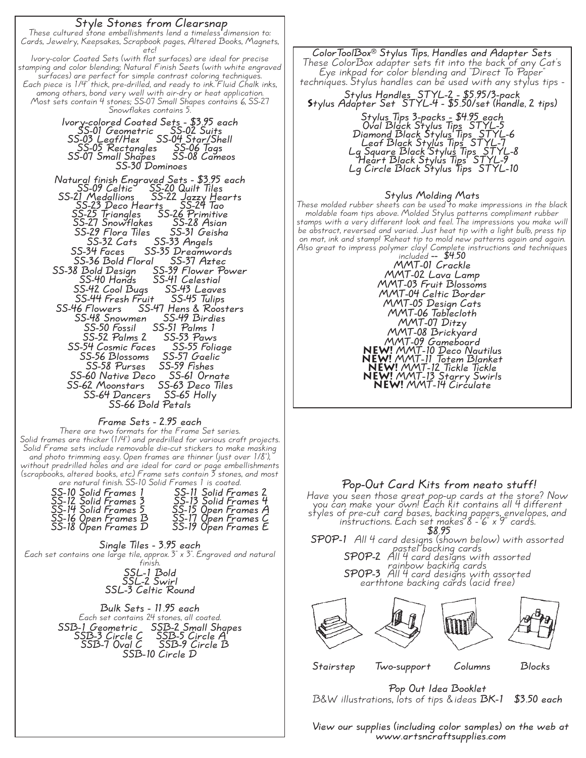## Style Stones from Clearsnap

*These cultured stone embellishments lend a timeless dimension to: Cards, Jewelry, Keepsakes, Scrapbook pages, Altered Books, Magnets, etc!*

*Ivory-color Coated Sets (with flat surfaces) are ideal for precise stamping and color blending; Natural Finish Seets (with white engraved surfaces) are perfect for simple contrast coloring techniques. Each piece is 1/4" thick, pre-drilled, and ready to ink. Fluid Chalk inks, among others, bond very well with air-dry or heat application. Most sets contain 4 stones; SS-07 Small Shapes contains 6, SS-27 Snowflakes contains 5.*

### Ivory-colored Coated Sets - $3.95 each

SS-01 Geometric     SS-02 Suits
SS-03 Leaf/Hex     SS-04 Star/Shell
SS-05 Rectangles     SS-06 Tags
SS-07 Small Shapes     SS-08 Cameos
SS-30 Dominoes

### Natural finish Engraved Sets - $3.95 each

SS-09 Celtic     SS-20 Quilt Tiles
SS-21 Medallions     SS-22 Jazzy Hearts
SS-23 Deco Hearts     SS-24 Tao
SS-25 Triangles     SS-26 Primitive
SS-27 Snowflakes     SS-28 Asian
SS-29 Flora Tiles     SS-31 Geisha
SS-32 Cats     SS-33 Angels
SS-34 Faces     SS-35 Dreamwords
SS-36 Bold Floral     SS-37 Aztec
SS-38 Bold Design     SS-39 Flower Power
SS-40 Hands     SS-41 Celestial
SS-42 Cool Bugs     SS-43 Leaves
SS-44 Fresh Fruit     SS-45 Tulips
SS-46 Flowers     SS-47 Hens & Roosters
SS-48 Snowmen     SS-49 Birdies
SS-50 Fossil     SS-51 Palms 1
SS-52 Palms 2     SS-53 Paws
SS-54 Cosmic Faces     SS-55 Foliage
SS-56 Blossoms     SS-57 Gaelic
SS-58 Purses     SS-59 Fishes
SS-60 Native Deco     SS-61 Ornate
SS-62 Moonstars     SS-63 Deco Tiles
SS-64 Dancers     SS-65 Holly
SS-66 Bold Petals

### Frame Sets - 2.95 each

*There are two formats for the Frame Set series. Solid frames are thicker (1/4") and predrilled for various craft projects. Solid Frame sets include removable die-cut stickers to make masking and photo trimming easy. Open frames are thinner (just over 1/8"), without predrilled holes and are ideal for card or page embellishments (scrapbooks, altered books, etc.) Frame sets contain 3 stones, and most are natural finish. SS-10 Solid Frames 1 is coated.*

SS-10 Solid Frames 1     SS-11 Solid Frames 2
SS-12 Solid Frames 3     SS-13 Solid Frames 4
SS-14 Solid Frames 5     SS-15 Open Frames A
SS-16 Open Frames B     SS-17 Open Frames C
SS-18 Open Frames D     SS-19 Open Frames E

### Single Tiles - 3.95 each

*Each set contains one large tile, approx. 3" x 3". Engraved and natural finish.*

SSL-1 Bold
SSL-2 Swirl
SSL-3 Celtic Round

### Bulk Sets - 11.95 each

*Each set contains 24 stones, all coated.*

SSB-1 Geometric     SSB-2 Small Shapes
SSB-3 Circle C     SSB-5 Circle A
SSB-7 Oval C     SSB-9 Circle B
SSB-10 Circle D

## ColorToolBox® Stylus Tips, Handles and Adapter Sets

*These ColorBox adapter sets fit into the back of any Cat's Eye inkpad for color blending and "Direct To Paper" techniques. Stylus handles can be used with any stylus tips -*

Stylus Handles STYL-2 - $5.95/3-pack
Stylus Adapter Set STYL-4 - $5.50/set (handle, 2 tips)

Stylus Tips 3-packs - $4.95 each
Oval Black Stylus Tips STYL-5
Diamond Black Stylus Tips STYL-6
Leaf Black Stylus Tips STYL-7
Lg Square Black Stylus Tips STYL-8
Heart Black Stylus Tips STYL-9
Lg Circle Black Stylus Tips STYL-10

### Stylus Molding Mats

*These molded rubber sheets can be used to make impressions in the black moldable foam tips above. Molded Stylus patterns compliment rubber stamps with a very different look and feel. The impressions you make will be abstract, reversed and varied. Just heat tip with a light bulb, press tip on mat, ink and stamp! Reheat tip to mold new patterns again and again. Also great to impress polymer clay! Complete instructions and techniques included* -- $4.50

MMT-01 Crackle
MMT-02 Lava Lamp
MMT-03 Fruit Blossoms
MMT-04 Celtic Border
MMT-05 Design Cats
MMT-06 Tablecloth
MMT-07 Ditzy
MMT-08 Brickyard
MMT-09 Gameboard
**NEW!** MMT-10 Deco Nautilus
**NEW!** MMT-11 Totem Blanket
**NEW!** MMT-12 Tickle Tickle
**NEW!** MMT-13 Starry Swirls
**NEW!** MMT-14 Circulate

## Pop-Out Card Kits from neato stuff!

*Have you seen those great pop-up cards at the store? Now you can make your own! Each kit contains all 4 different styles of pre-cut card bases, backing papers, envelopes, and instructions. Each set makes 8 - 6" x 9" cards.*

**$8.95**

**SPOP-1** All 4 card designs (shown below) with assorted pastel backing cards
**SPOP-2** All 4 card designs with assorted rainbow backing cards
**SPOP-3** All 4 card designs with assorted earthtone backing cards (acid free)

Stairstep     Two-support     Columns     Blocks

Pop Out Idea Booklet
B&W illustrations, lots of tips & ideas **BK-1** **$3.50 each**

View our supplies (including color samples) on the web at www.artsncraftsupplies.com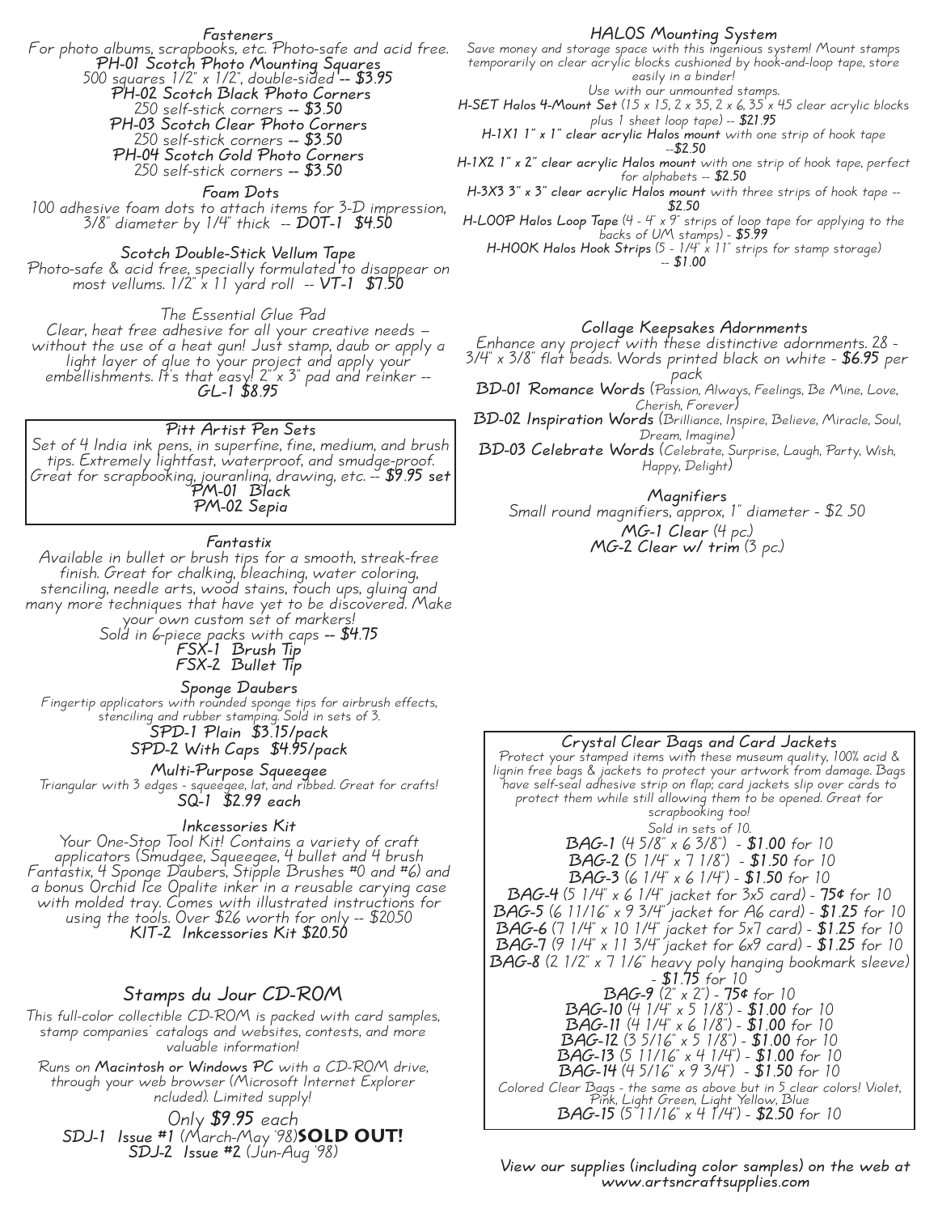### Fasteners

For photo albums, scrapbooks, etc. Photo-safe and acid free.

**PH-01 Scotch Photo Mounting Squares**
500 squares 1/2" x 1/2", double-sided -- **$3.95**

**PH-02 Scotch Black Photo Corners**
250 self-stick corners -- **$3.50**

**PH-03 Scotch Clear Photo Corners**
250 self-stick corners -- **$3.50**

**PH-04 Scotch Gold Photo Corners**
250 self-stick corners -- **$3.50**

### Foam Dots

100 adhesive foam dots to attach items for 3-D impression, 3/8" diameter by 1/4" thick -- **DOT-1 $4.50**

### Scotch Double-Stick Vellum Tape

Photo-safe & acid free, specially formulated to disappear on most vellums. 1/2" x 11 yard roll -- **VT-1 $7.50**

### The Essential Glue Pad

Clear, heat free adhesive for all your creative needs – without the use of a heat gun! Just stamp, daub or apply a light layer of glue to your project and apply your embellishments. It's that easy! 2" x 3" pad and reinker -- **GL-1 $8.95**

### Pitt Artist Pen Sets

Set of 4 India ink pens, in superfine, fine, medium, and brush tips. Extremely lightfast, waterproof, and smudge-proof. Great for scrapbooking, jouranling, drawing, etc. -- **$9.95 set**

**PM-01 Black**
**PM-02 Sepia**

### Fantastix

Available in bullet or brush tips for a smooth, streak-free finish. Great for chalking, bleaching, water coloring, stenciling, needle arts, wood stains, touch ups, gluing and many more techniques that have yet to be discovered. Make your own custom set of markers!
Sold in 6-piece packs with caps -- **$4.75**

**FSX-1 Brush Tip**
**FSX-2 Bullet Tip**

### Sponge Daubers

Fingertip applicators with rounded sponge tips for airbrush effects, stenciling and rubber stamping. Sold in sets of 3.

**SPD-1 Plain $3.15/pack**
**SPD-2 With Caps $4.95/pack**

### Multi-Purpose Squeegee

Triangular with 3 edges - squeegee, lat, and ribbed. Great for crafts!
**SQ-1 $2.99 each**

### Inkcessories Kit

Your One-Stop Tool Kit! Contains a variety of craft applicators (Smudgee, Squeegee, 4 bullet and 4 brush Fantastix, 4 Sponge Daubers, Stipple Brushes #0 and #6) and a bonus Orchid Ice Opalite inker in a reusable carying case with molded tray. Comes with illustrated instructions for using the tools. Over $26 worth for only -- $20.50
**KIT-2 Inkcessories Kit $20.50**

## Stamps du Jour CD-ROM

This full-color collectible CD-ROM is packed with card samples, stamp companies' catalogs and websites, contests, and more valuable information!

Runs on **Macintosh or Windows PC** with a CD-ROM drive, through your web browser (Microsoft Internet Explorer ncluded). Limited supply!

Only **$9.95** each

**SDJ-1 Issue #1** (March-May '98) **SOLD OUT!**
**SDJ-2 Issue #2** (Jun-Aug '98)

### HALOS Mounting System

Save money and storage space with this ingenious system! Mount stamps temporarily on clear acrylic blocks cushioned by hook-and-loop tape, store easily in a binder!
Use with our unmounted stamps.

**H-SET Halos 4-Mount Set** (1.5 x 1.5, 2 x 3.5, 2 x 6, 3.5 x 4.5 clear acrylic blocks plus 1 sheet loop tape) -- **$21.95**

**H-1X1 1" x 1" clear acrylic Halos mount** with one strip of hook tape --**$2.50**

**H-1X2 1" x 2" clear acrylic Halos mount** with one strip of hook tape, perfect for alphabets -- **$2.50**

**H-3X3 3" x 3" clear acrylic Halos mount** with three strips of hook tape -- **$2.50**

**H-LOOP Halos Loop Tape** (4 - 4" x 9" strips of loop tape for applying to the backs of UM stamps) - **$5.99**

**H-HOOK Halos Hook Strips** (5 - 1/4" x 11" strips for stamp storage) -- **$1.00**

### Collage Keepsakes Adornments

Enhance any project with these distinctive adornments. 28 - 3/4" x 3/8" flat beads. Words printed black on white - **$6.95** per pack

**BD-01 Romance Words** (Passion, Always, Feelings, Be Mine, Love, Cherish, Forever)

**BD-02 Inspiration Words** (Brilliance, Inspire, Believe, Miracle, Soul, Dream, Imagine)

**BD-03 Celebrate Words** (Celebrate, Surprise, Laugh, Party, Wish, Happy, Delight)

### Magnifiers

Small round magnifiers, approx, 1" diameter - $2.50

**MG-1 Clear** (4 pc.)
**MG-2 Clear w/ trim** (3 pc.)

### Crystal Clear Bags and Card Jackets

Protect your stamped items with these museum quality, 100% acid & lignin free bags & jackets to protect your artwork from damage. Bags have self-seal adhesive strip on flap; card jackets slip over cards to protect them while still allowing them to be opened. Great for scrapbooking too!
Sold in sets of 10.

**BAG-1** (4 5/8" x 6 3/8") - **$1.00** for 10
**BAG-2** (5 1/4" x 7 1/8") - **$1.50** for 10
**BAG-3** (6 1/4" x 6 1/4") - **$1.50** for 10
**BAG-4** (5 1/4" x 6 1/4" jacket for 3x5 card) - **75¢** for 10
**BAG-5** (6 11/16" x 9 3/4" jacket for A6 card) - **$1.25** for 10
**BAG-6** (7 1/4" x 10 1/4" jacket for 5x7 card) - **$1.25** for 10
**BAG-7** (9 1/4" x 11 3/4" jacket for 6x9 card) - **$1.25** for 10
**BAG-8** (2 1/2" x 7 1/6" heavy poly hanging bookmark sleeve) - **$1.75** for 10
**BAG-9** (2" x 2") - **75¢** for 10
**BAG-10** (4 1/4" x 5 1/8") - **$1.00** for 10
**BAG-11** (4 1/4" x 6 1/8") - **$1.00** for 10
**BAG-12** (3 5/16" x 5 1/8") - **$1.00** for 10
**BAG-13** (5 11/16" x 4 1/4") - **$1.00** for 10
**BAG-14** (4 5/16" x 9 3/4") - **$1.50** for 10

Colored Clear Bags - the same as above but in 5 clear colors! Violet, Pink, Light Green, Light Yellow, Blue
**BAG-15** (5 11/16" x 4 1/4") - **$2.50** for 10

View our supplies (including color samples) on the web at www.artsncraftsupplies.com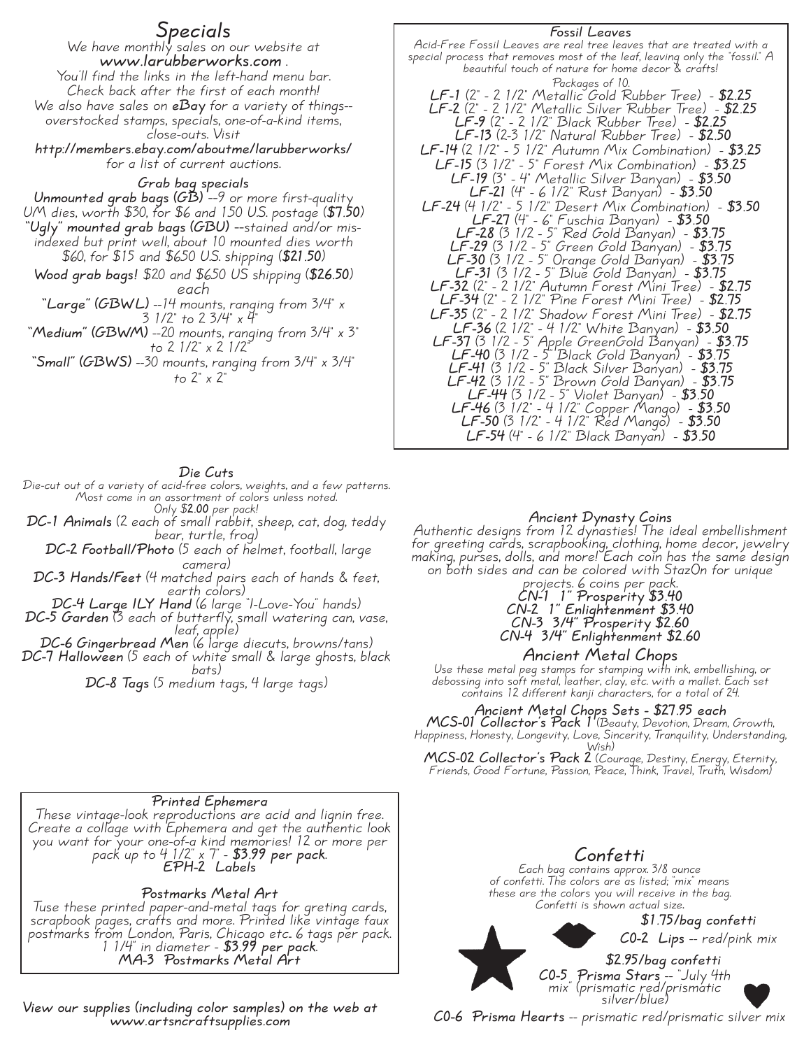## Specials

We have monthly sales on our website at
**www.larubberworks.com** .
You'll find the links in the left-hand menu bar.
Check back after the first of each month!
We also have sales on **eBay** for a variety of things--overstocked stamps, specials, one-of-a-kind items, close-outs. Visit
**http://members.ebay.com/aboutme/larubberworks/**
for a list of current auctions.

### Grab bag specials

**Unmounted grab bags (GB)** --9 or more first-quality UM dies, worth $30, for $6 and 1.50 U.S. postage (**$7.50**)

**"Ugly" mounted grab bags (GBU)** --stained and/or mis-indexed but print well, about 10 mounted dies worth $60, for $15 and $6.50 U.S. shipping (**$21.50**)

**Wood grab bags!** $20 and $6.50 US shipping (**$26.50**) each

**"Large" (GBWL)** --14 mounts, ranging from 3/4" x 3 1/2" to 2 3/4" x 4"

**"Medium" (GBWM)** --20 mounts, ranging from 3/4" x 3" to 2 1/2" x 2 1/2"

**"Small" (GBWS)** --30 mounts, ranging from 3/4" x 3/4" to 2" x 2"

## Fossil Leaves

Acid-Free Fossil Leaves are real tree leaves that are treated with a special process that removes most of the leaf, leaving only the "fossil." A beautiful touch of nature for home decor & crafts!

Packages of 10.

**LF-1** (2" - 2 1/2" Metallic Gold Rubber Tree) - **$2.25**
**LF-2** (2" - 2 1/2" Metallic Silver Rubber Tree) - **$2.25**
**LF-9** (2" - 2 1/2" Black Rubber Tree) - **$2.25**
**LF-13** (2-3 1/2" Natural Rubber Tree) - **$2.50**
**LF-14** (2 1/2" - 5 1/2" Autumn Mix Combination) - **$3.25**
**LF-15** (3 1/2" - 5" Forest Mix Combination) - **$3.25**
**LF-19** (3" - 4" Metallic Silver Banyan) - **$3.50**
**LF-21** (4" - 6 1/2" Rust Banyan) - **$3.50**
**LF-24** (4 1/2" - 5 1/2" Desert Mix Combination) - **$3.50**
**LF-27** (4" - 6" Fuschia Banyan) - **$3.50**
**LF-28** (3 1/2 - 5" Red Gold Banyan) - **$3.75**
**LF-29** (3 1/2 - 5" Green Gold Banyan) - **$3.75**
**LF-30** (3 1/2 - 5" Orange Gold Banyan) - **$3.75**
**LF-31** (3 1/2 - 5" Blue Gold Banyan) - **$3.75**
**LF-32** (2" - 2 1/2" Autumn Forest Mini Tree) - **$2.75**
**LF-34** (2" - 2 1/2" Pine Forest Mini Tree) - **$2.75**
**LF-35** (2" - 2 1/2" Shadow Forest Mini Tree) - **$2.75**
**LF-36** (2 1/2" - 4 1/2" White Banyan) - **$3.50**
**LF-37** (3 1/2 - 5" Apple GreenGold Banyan) - **$3.75**
**LF-40** (3 1/2 - 5" Black Gold Banyan) - **$3.75**
**LF-41** (3 1/2 - 5" Black Silver Banyan) - **$3.75**
**LF-42** (3 1/2 - 5" Brown Gold Banyan) - **$3.75**
**LF-44** (3 1/2 - 5" Violet Banyan) - **$3.50**
**LF-46** (3 1/2" - 4 1/2" Copper Mango) - **$3.50**
**LF-50** (3 1/2" - 4 1/2" Red Mango) - **$3.50**
**LF-54** (4" - 6 1/2" Black Banyan) - **$3.50**

## Die Cuts

Die-cut out of a variety of acid-free colors, weights, and a few patterns. Most come in an assortment of colors unless noted.
Only $**2.00** per pack!

**DC-1 Animals** (2 each of small rabbit, sheep, cat, dog, teddy bear, turtle, frog)
**DC-2 Football/Photo** (5 each of helmet, football, large camera)
**DC-3 Hands/Feet** (4 matched pairs each of hands & feet, earth colors)
**DC-4 Large ILY Hand** (6 large "I-Love-You" hands)
**DC-5 Garden** (3 each of butterfly, small watering can, vase, leaf, apple)
**DC-6 Gingerbread Men** (6 large diecuts, browns/tans)
**DC-7 Halloween** (5 each of white small & large ghosts, black bats)
**DC-8 Tags** (5 medium tags, 4 large tags)

## Ancient Dynasty Coins

Authentic designs from 12 dynasties! The ideal embellishment for greeting cards, scrapbooking, clothing, home decor, jewelry making, purses, dolls, and more! Each coin has the same design on both sides and can be colored with StazOn for unique projects. 6 coins per pack.

**CN-1 1" Prosperity $3.40**
**CN-2 1" Enlightenment $3.40**
**CN-3 3/4" Prosperity $2.60**
**CN-4 3/4" Enlightenment $2.60**

## Ancient Metal Chops

Use these metal peg stamps for stamping with ink, embellishing, or debossing into soft metal, leather, clay, etc. with a mallet. Each set contains 12 different kanji characters, for a total of 24.

### Ancient Metal Chops Sets - $27.95 each

**MCS-01 Collector's Pack 1** (Beauty, Devotion, Dream, Growth, Happiness, Honesty, Longevity, Love, Sincerity, Tranquility, Understanding, Wish)

**MCS-02 Collector's Pack 2** (Courage, Destiny, Energy, Eternity, Friends, Good Fortune, Passion, Peace, Think, Travel, Truth, Wisdom)

## Printed Ephemera

These vintage-look reproductions are acid and lignin free. Create a collage with Ephemera and get the authentic look you want for your one-of-a kind memories! 12 or more per pack up to 4 1/2" x 7" - **$3.99 per pack**.

**EPH-2 Labels**

### Postmarks Metal Art

Tuse these printed paper-and-metal tags for greting cards, scrapbook pages, crafts and more. Printed like vintage faux postmarks from London, Paris, Chicago etc. 6 tags per pack. 1 1/4" in diameter - **$3.99 per pack**.

**MA-3 Postmarks Metal Art**

## Confetti

Each bag contains approx. 3/8 ounce of confetti. The colors are as listed; "mix" means these are the colors you will receive in the bag. Confetti is shown actual size.

**$1.75/bag confetti**

**C0-2 Lips** -- red/pink mix

**$2.95/bag confetti**

**C0-5 Prisma Stars** -- "July 4th mix" (prismatic red/prismatic silver/blue)

**C0-6 Prisma Hearts** -- prismatic red/prismatic silver mix

**View our supplies (including color samples) on the web at www.artsncraftsupplies.com**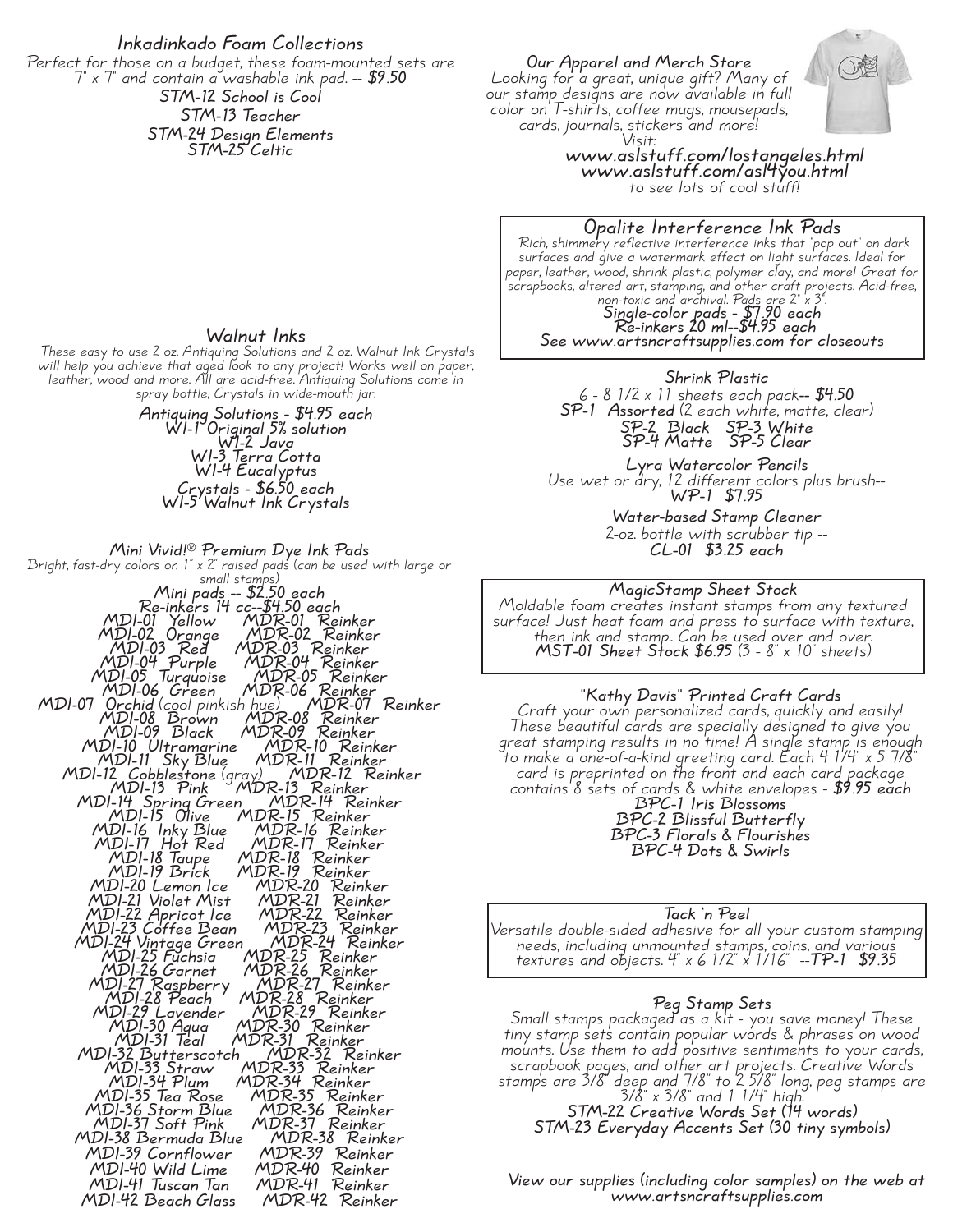## Inkadinkado Foam Collections

Perfect for those on a budget, these foam-mounted sets are 7" x 7" and contain a washable ink pad. -- **$9.50**

**STM-12 School is Cool**
**STM-13 Teacher**
**STM-24 Design Elements**
**STM-25 Celtic**

## Walnut Inks

These easy to use 2 oz. Antiquing Solutions and 2 oz. Walnut Ink Crystals will help you achieve that aged look to any project! Works well on paper, leather, wood and more. All are acid-free. Antiquing Solutions come in spray bottle, Crystals in wide-mouth jar.

**Antiquing Solutions - $4.95 each**
**WI-1 Original 5% solution**
**WI-2 Java**
**WI-3 Terra Cotta**
**WI-4 Eucalyptus**

**Crystals - $6.50 each**
**WI-5 Walnut Ink Crystals**

## Mini Vivid!® Premium Dye Ink Pads

Bright, fast-dry colors on 1" x 2" raised pads (can be used with large or small stamps)

**Mini pads -- $2.50 each**
**Re-inkers 14 cc--$4.50 each**

| Mini Pad | Re-inker |
|---|---|
| MDI-01 Yellow | MDR-01 Reinker |
| MDI-02 Orange | MDR-02 Reinker |
| MDI-03 Red | MDR-03 Reinker |
| MDI-04 Purple | MDR-04 Reinker |
| MDI-05 Turquoise | MDR-05 Reinker |
| MDI-06 Green | MDR-06 Reinker |
| MDI-07 Orchid (cool pinkish hue) | MDR-07 Reinker |
| MDI-08 Brown | MDR-08 Reinker |
| MDI-09 Black | MDR-09 Reinker |
| MDI-10 Ultramarine | MDR-10 Reinker |
| MDI-11 Sky Blue | MDR-11 Reinker |
| MDI-12 Cobblestone (gray) | MDR-12 Reinker |
| MDI-13 Pink | MDR-13 Reinker |
| MDI-14 Spring Green | MDR-14 Reinker |
| MDI-15 Olive | MDR-15 Reinker |
| MDI-16 Inky Blue | MDR-16 Reinker |
| MDI-17 Hot Red | MDR-17 Reinker |
| MDI-18 Taupe | MDR-18 Reinker |
| MDI-19 Brick | MDR-19 Reinker |
| MDI-20 Lemon Ice | MDR-20 Reinker |
| MDI-21 Violet Mist | MDR-21 Reinker |
| MDI-22 Apricot Ice | MDR-22 Reinker |
| MDI-23 Coffee Bean | MDR-23 Reinker |
| MDI-24 Vintage Green | MDR-24 Reinker |
| MDI-25 Fuchsia | MDR-25 Reinker |
| MDI-26 Garnet | MDR-26 Reinker |
| MDI-27 Raspberry | MDR-27 Reinker |
| MDI-28 Peach | MDR-28 Reinker |
| MDI-29 Lavender | MDR-29 Reinker |
| MDI-30 Aqua | MDR-30 Reinker |
| MDI-31 Teal | MDR-31 Reinker |
| MDI-32 Butterscotch | MDR-32 Reinker |
| MDI-33 Straw | MDR-33 Reinker |
| MDI-34 Plum | MDR-34 Reinker |
| MDI-35 Tea Rose | MDR-35 Reinker |
| MDI-36 Storm Blue | MDR-36 Reinker |
| MDI-37 Soft Pink | MDR-37 Reinker |
| MDI-38 Bermuda Blue | MDR-38 Reinker |
| MDI-39 Cornflower | MDR-39 Reinker |
| MDI-40 Wild Lime | MDR-40 Reinker |
| MDI-41 Tuscan Tan | MDR-41 Reinker |
| MDI-42 Beach Glass | MDR-42 Reinker |

## Our Apparel and Merch Store

Looking for a great, unique gift? Many of our stamp designs are now available in full color on T-shirts, coffee mugs, mousepads, cards, journals, stickers and more!

Visit:
**www.aslstuff.com/lostangeles.html**
**www.aslstuff.com/asl4you.html**
to see lots of cool stuff!

## Opalite Interference Ink Pads

Rich, shimmery reflective interference inks that "pop out" on dark surfaces and give a watermark effect on light surfaces. Ideal for paper, leather, wood, shrink plastic, polymer clay, and more! Great for scrapbooks, altered art, stamping, and other craft projects. Acid-free, non-toxic and archival. Pads are 2" x 3".

**Single-color pads - $7.90 each**
**Re-inkers 20 ml--$4.95 each**
**See www.artsncraftsupplies.com for closeouts**

## Shrink Plastic

6 - 8 1/2 x 11 sheets each pack**-- $4.50**

**SP-1 Assorted** (2 each white, matte, clear)
**SP-2 Black SP-3 White**
**SP-4 Matte SP-5 Clear**

## Lyra Watercolor Pencils

Use wet or dry, 12 different colors plus brush--
**WP-1 $7.95**

## Water-based Stamp Cleaner

2-oz. bottle with scrubber tip --
**CL-01 $3.25 each**

## MagicStamp Sheet Stock

Moldable foam creates instant stamps from any textured surface! Just heat foam and press to surface with texture, then ink and stamp. Can be used over and over.
**MST-01 Sheet Stock $6.95** (3 - 8" x 10" sheets)

## "Kathy Davis" Printed Craft Cards

Craft your own personalized cards, quickly and easily! These beautiful cards are specially designed to give you great stamping results in no time! A single stamp is enough to make a one-of-a-kind greeting card. Each 4 1/4" x 5 7/8" card is preprinted on the front and each card package contains 8 sets of cards & white envelopes - **$9.95 each**

**BPC-1 Iris Blossoms**
**BPC-2 Blissful Butterfly**
**BPC-3 Florals & Flourishes**
**BPC-4 Dots & Swirls**

## Tack 'n Peel

Versatile double-sided adhesive for all your custom stamping needs, including unmounted stamps, coins, and various textures and objects. 4" x 6 1/2" x 1/16" --**TP-1 $9.35**

## Peg Stamp Sets

Small stamps packaged as a kit - you save money! These tiny stamp sets contain popular words & phrases on wood mounts. Use them to add positive sentiments to your cards, scrapbook pages, and other art projects. Creative Words stamps are 3/8" deep and 7/8" to 2 5/8" long, peg stamps are 3/8" x 3/8" and 1 1/4" high.

**STM-22 Creative Words Set (14 words)**
**STM-23 Everyday Accents Set (30 tiny symbols)**

**View our supplies (including color samples) on the web at www.artsncraftsupplies.com**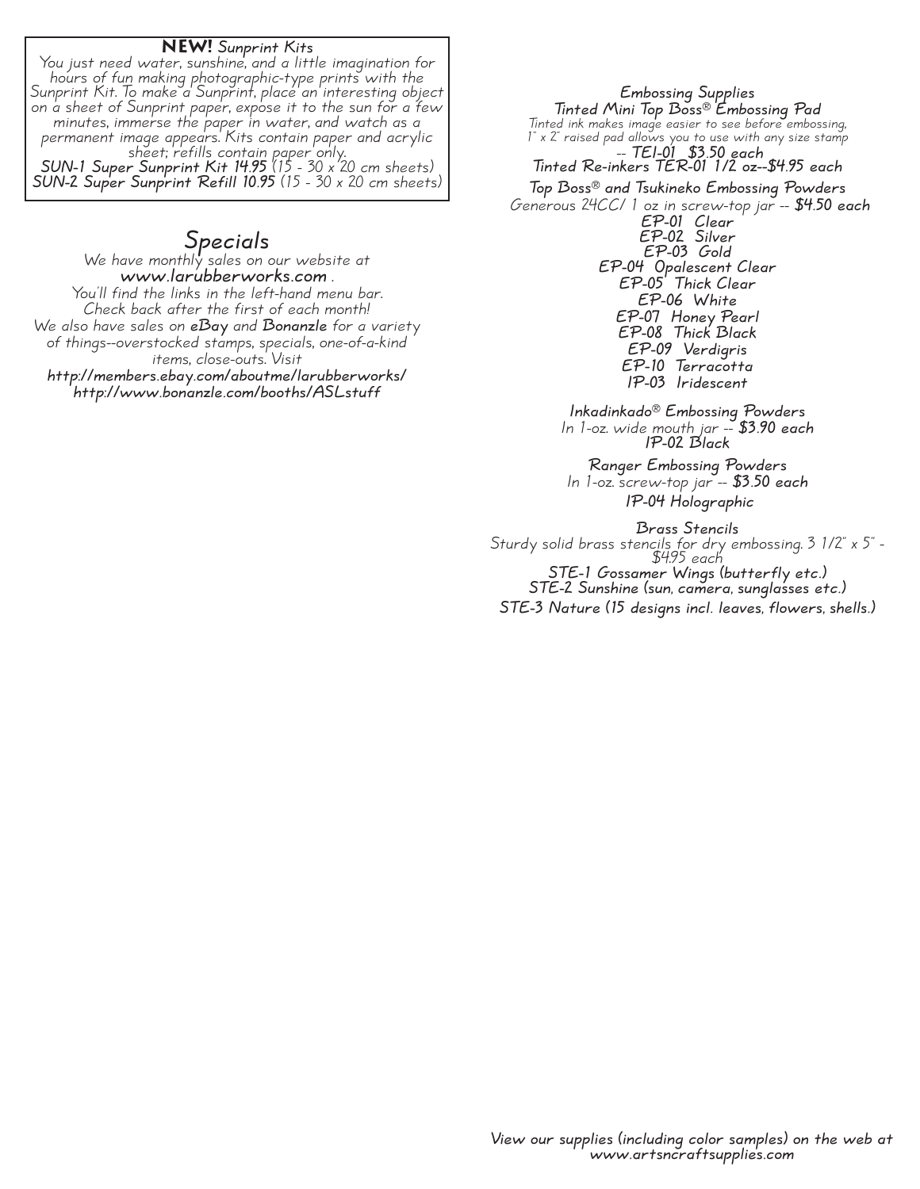**NEW!** **Sunprint Kits**

You just need water, sunshine, and a little imagination for hours of fun making photographic-type prints with the Sunprint Kit. To make a Sunprint, place an interesting object on a sheet of Sunprint paper, expose it to the sun for a few minutes, immerse the paper in water, and watch as a permanent image appears. Kits contain paper and acrylic sheet; refills contain paper only.

**SUN-1 Super Sunprint Kit 14.95** (15 - 30 x 20 cm sheets)
**SUN-2 Super Sunprint Refill 10.95** (15 - 30 x 20 cm sheets)

## Specials

We have monthly sales on our website at **www.larubberworks.com** .
You'll find the links in the left-hand menu bar.
Check back after the first of each month!
We also have sales on **eBay** and **Bonanzle** for a variety of things--overstocked stamps, specials, one-of-a-kind items, close-outs. Visit
**http://members.ebay.com/aboutme/larubberworks/**
**http://www.bonanzle.com/booths/ASLstuff**

### Embossing Supplies

**Tinted Mini Top Boss® Embossing Pad**
Tinted ink makes image easier to see before embossing, 1" x 2" raised pad allows you to use with any size stamp
-- **TE1-01 $3.50 each**
**Tinted Re-inkers TER-01 1/2 oz--$4.95 each**

**Top Boss® and Tsukineko Embossing Powders**
Generous 24CC/ 1 oz in screw-top jar -- **$4.50 each**
**EP-01 Clear**
**EP-02 Silver**
**EP-03 Gold**
**EP-04 Opalescent Clear**
**EP-05 Thick Clear**
**EP-06 White**
**EP-07 Honey Pearl**
**EP-08 Thick Black**
**EP-09 Verdigris**
**EP-10 Terracotta**
**IP-03 Iridescent**

**Inkadinkado® Embossing Powders**
In 1-oz. wide mouth jar -- **$3.90 each**
**IP-02 Black**

**Ranger Embossing Powders**
In 1-oz. screw-top jar -- **$3.50 each**
**IP-04 Holographic**

**Brass Stencils**
Sturdy solid brass stencils for dry embossing. 3 1/2" x 5" - $4.95 each
**STE-1 Gossamer Wings (butterfly etc.)**
**STE-2 Sunshine (sun, camera, sunglasses etc.)**
**STE-3 Nature (15 designs incl. leaves, flowers, shells.)**

View our supplies (including color samples) on the web at www.artsncraftsupplies.com